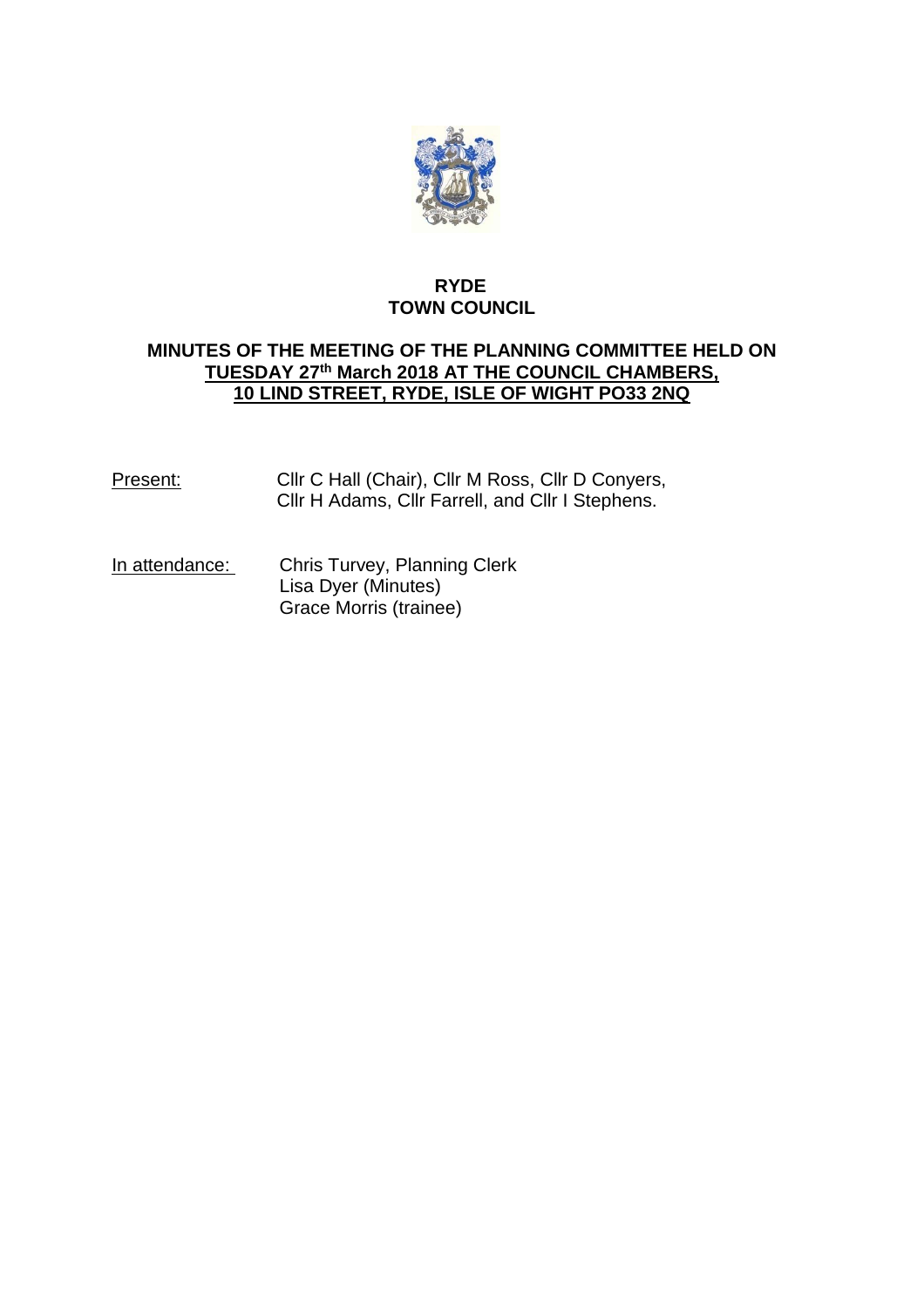# RYDE TOWN COUNCIL

## MINUTES OF THE MEETING OF THE PLANNING COMMITTEE HELD ON TUESDAY 27th March 2018 AT THE COUNCIL CHAMBERS, 10 LIND STREET, RYDE, ISLE OF WIGHT PO33 2NQ

Present: Cllr C Hall (Chair), Cllr M Ross, Cllr D Conyers, Cllr H Adams, Cllr Farrell, and Cllr I Stephens.

In attendance: Chris Turvey, Planning Clerk
Lisa Dyer (Minutes)
Grace Morris (trainee)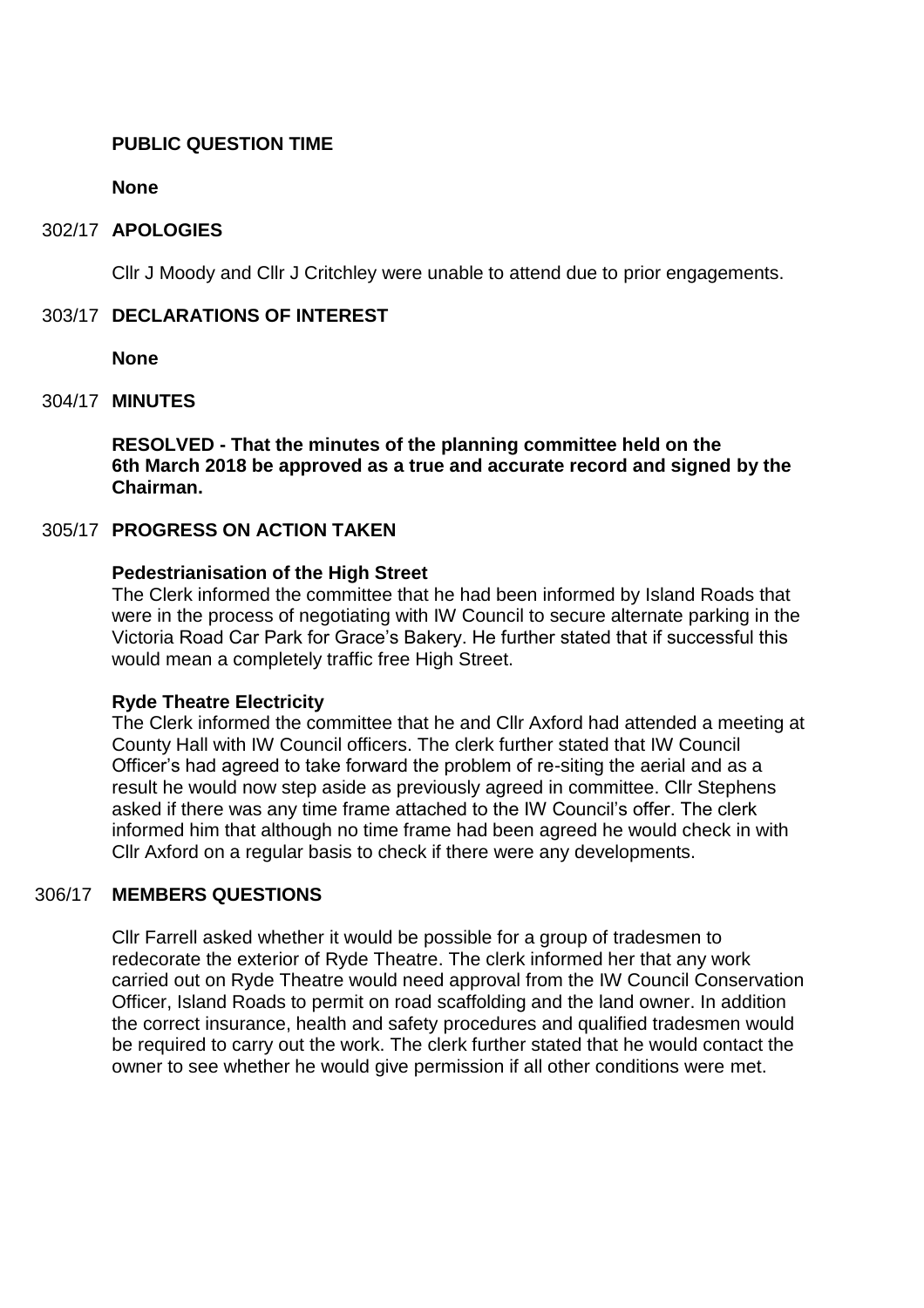**PUBLIC QUESTION TIME**

**None**

302/17 **APOLOGIES**

Cllr J Moody and Cllr J Critchley were unable to attend due to prior engagements.

303/17 **DECLARATIONS OF INTEREST**

**None**

304/17 **MINUTES**

**RESOLVED - That the minutes of the planning committee held on the 6th March 2018 be approved as a true and accurate record and signed by the Chairman.**

305/17 **PROGRESS ON ACTION TAKEN**

**Pedestrianisation of the High Street**
The Clerk informed the committee that he had been informed by Island Roads that were in the process of negotiating with IW Council to secure alternate parking in the Victoria Road Car Park for Grace's Bakery. He further stated that if successful this would mean a completely traffic free High Street.

**Ryde Theatre Electricity**
The Clerk informed the committee that he and Cllr Axford had attended a meeting at County Hall with IW Council officers. The clerk further stated that IW Council Officer's had agreed to take forward the problem of re-siting the aerial and as a result he would now step aside as previously agreed in committee. Cllr Stephens asked if there was any time frame attached to the IW Council's offer. The clerk informed him that although no time frame had been agreed he would check in with Cllr Axford on a regular basis to check if there were any developments.

306/17 **MEMBERS QUESTIONS**

Cllr Farrell asked whether it would be possible for a group of tradesmen to redecorate the exterior of Ryde Theatre. The clerk informed her that any work carried out on Ryde Theatre would need approval from the IW Council Conservation Officer, Island Roads to permit on road scaffolding and the land owner. In addition the correct insurance, health and safety procedures and qualified tradesmen would be required to carry out the work. The clerk further stated that he would contact the owner to see whether he would give permission if all other conditions were met.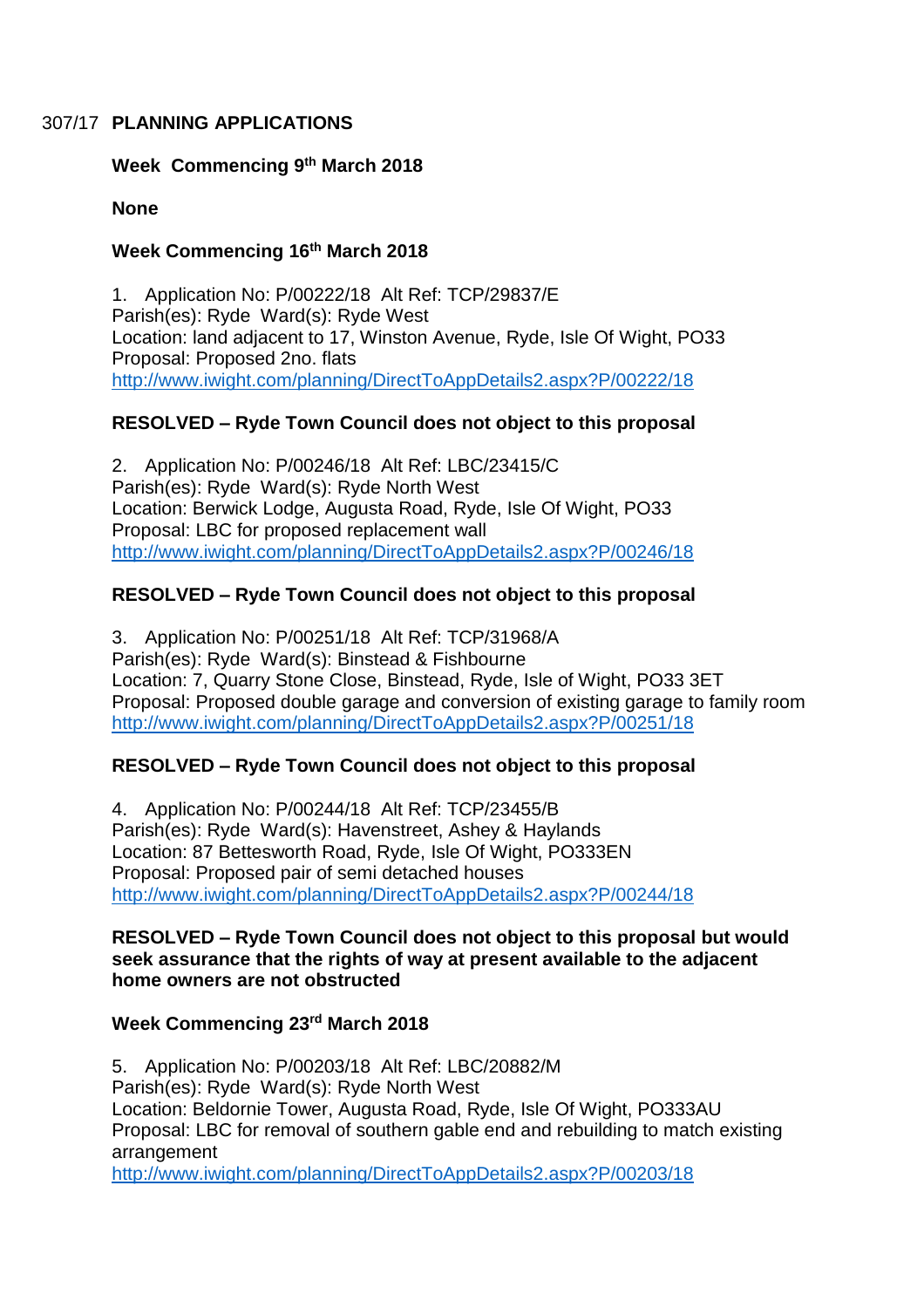307/17 **PLANNING APPLICATIONS**

**Week Commencing 9th March 2018**

**None**

**Week Commencing 16th March 2018**

1. Application No: P/00222/18 Alt Ref: TCP/29837/E
Parish(es): Ryde Ward(s): Ryde West
Location: land adjacent to 17, Winston Avenue, Ryde, Isle Of Wight, PO33
Proposal: Proposed 2no. flats
http://www.iwight.com/planning/DirectToAppDetails2.aspx?P/00222/18

**RESOLVED – Ryde Town Council does not object to this proposal**

2. Application No: P/00246/18 Alt Ref: LBC/23415/C
Parish(es): Ryde Ward(s): Ryde North West
Location: Berwick Lodge, Augusta Road, Ryde, Isle Of Wight, PO33
Proposal: LBC for proposed replacement wall
http://www.iwight.com/planning/DirectToAppDetails2.aspx?P/00246/18

**RESOLVED – Ryde Town Council does not object to this proposal**

3. Application No: P/00251/18 Alt Ref: TCP/31968/A
Parish(es): Ryde Ward(s): Binstead & Fishbourne
Location: 7, Quarry Stone Close, Binstead, Ryde, Isle of Wight, PO33 3ET
Proposal: Proposed double garage and conversion of existing garage to family room
http://www.iwight.com/planning/DirectToAppDetails2.aspx?P/00251/18

**RESOLVED – Ryde Town Council does not object to this proposal**

4. Application No: P/00244/18 Alt Ref: TCP/23455/B
Parish(es): Ryde Ward(s): Havenstreet, Ashey & Haylands
Location: 87 Bettesworth Road, Ryde, Isle Of Wight, PO333EN
Proposal: Proposed pair of semi detached houses
http://www.iwight.com/planning/DirectToAppDetails2.aspx?P/00244/18

**RESOLVED – Ryde Town Council does not object to this proposal but would seek assurance that the rights of way at present available to the adjacent home owners are not obstructed**

**Week Commencing 23rd March 2018**

5. Application No: P/00203/18 Alt Ref: LBC/20882/M
Parish(es): Ryde Ward(s): Ryde North West
Location: Beldornie Tower, Augusta Road, Ryde, Isle Of Wight, PO333AU
Proposal: LBC for removal of southern gable end and rebuilding to match existing arrangement
http://www.iwight.com/planning/DirectToAppDetails2.aspx?P/00203/18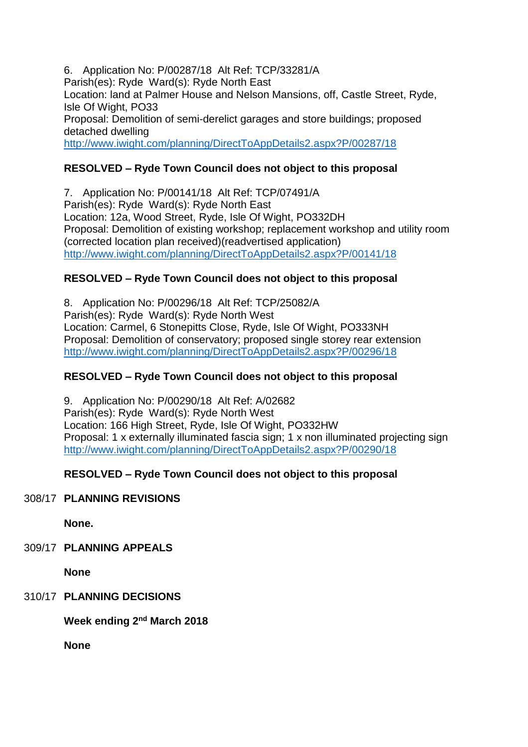6. Application No: P/00287/18 Alt Ref: TCP/33281/A
Parish(es): Ryde Ward(s): Ryde North East
Location: land at Palmer House and Nelson Mansions, off, Castle Street, Ryde, Isle Of Wight, PO33
Proposal: Demolition of semi-derelict garages and store buildings; proposed detached dwelling
http://www.iwight.com/planning/DirectToAppDetails2.aspx?P/00287/18

**RESOLVED – Ryde Town Council does not object to this proposal**

7. Application No: P/00141/18 Alt Ref: TCP/07491/A
Parish(es): Ryde Ward(s): Ryde North East
Location: 12a, Wood Street, Ryde, Isle Of Wight, PO332DH
Proposal: Demolition of existing workshop; replacement workshop and utility room (corrected location plan received)(readvertised application)
http://www.iwight.com/planning/DirectToAppDetails2.aspx?P/00141/18

**RESOLVED – Ryde Town Council does not object to this proposal**

8. Application No: P/00296/18 Alt Ref: TCP/25082/A
Parish(es): Ryde Ward(s): Ryde North West
Location: Carmel, 6 Stonepitts Close, Ryde, Isle Of Wight, PO333NH
Proposal: Demolition of conservatory; proposed single storey rear extension
http://www.iwight.com/planning/DirectToAppDetails2.aspx?P/00296/18

**RESOLVED – Ryde Town Council does not object to this proposal**

9. Application No: P/00290/18 Alt Ref: A/02682
Parish(es): Ryde Ward(s): Ryde North West
Location: 166 High Street, Ryde, Isle Of Wight, PO332HW
Proposal: 1 x externally illuminated fascia sign; 1 x non illuminated projecting sign
http://www.iwight.com/planning/DirectToAppDetails2.aspx?P/00290/18

**RESOLVED – Ryde Town Council does not object to this proposal**

308/17 **PLANNING REVISIONS**

**None.**

309/17 **PLANNING APPEALS**

**None**

310/17 **PLANNING DECISIONS**

**Week ending 2nd March 2018**

**None**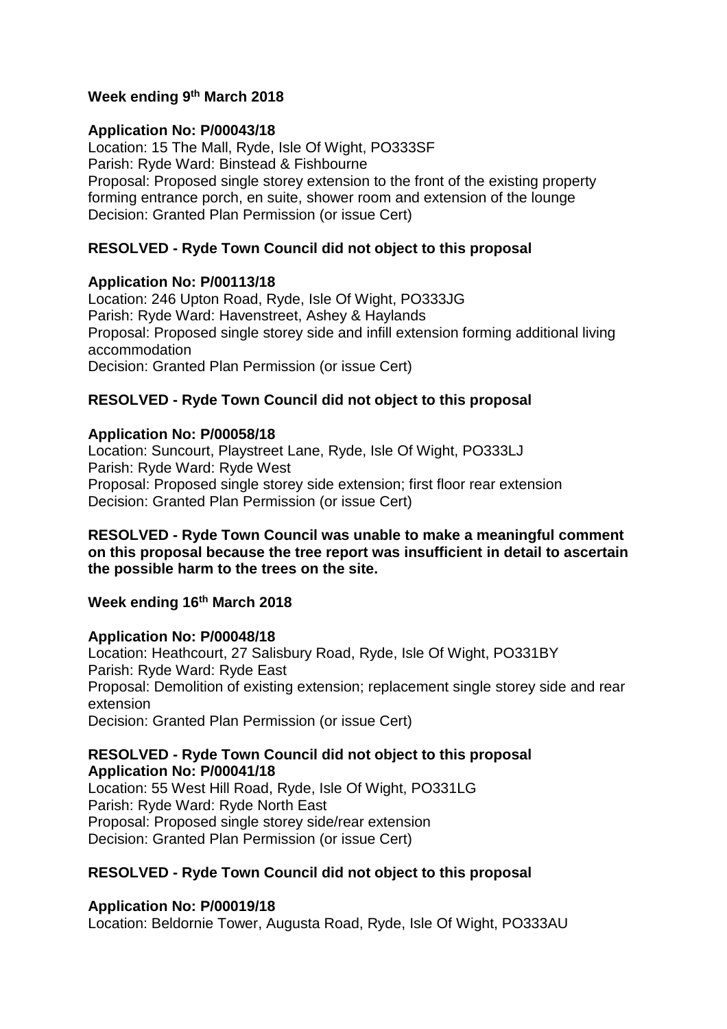**Week ending 9th March 2018**

**Application No: P/00043/18**
Location: 15 The Mall, Ryde, Isle Of Wight, PO333SF
Parish: Ryde Ward: Binstead & Fishbourne
Proposal: Proposed single storey extension to the front of the existing property forming entrance porch, en suite, shower room and extension of the lounge
Decision: Granted Plan Permission (or issue Cert)

**RESOLVED - Ryde Town Council did not object to this proposal**

**Application No: P/00113/18**
Location: 246 Upton Road, Ryde, Isle Of Wight, PO333JG
Parish: Ryde Ward: Havenstreet, Ashey & Haylands
Proposal: Proposed single storey side and infill extension forming additional living accommodation
Decision: Granted Plan Permission (or issue Cert)

**RESOLVED - Ryde Town Council did not object to this proposal**

**Application No: P/00058/18**
Location: Suncourt, Playstreet Lane, Ryde, Isle Of Wight, PO333LJ
Parish: Ryde Ward: Ryde West
Proposal: Proposed single storey side extension; first floor rear extension
Decision: Granted Plan Permission (or issue Cert)

**RESOLVED - Ryde Town Council was unable to make a meaningful comment on this proposal because the tree report was insufficient in detail to ascertain the possible harm to the trees on the site.**

**Week ending 16th March 2018**

**Application No: P/00048/18**
Location: Heathcourt, 27 Salisbury Road, Ryde, Isle Of Wight, PO331BY
Parish: Ryde Ward: Ryde East
Proposal: Demolition of existing extension; replacement single storey side and rear extension
Decision: Granted Plan Permission (or issue Cert)

**RESOLVED - Ryde Town Council did not object to this proposal**

**Application No: P/00041/18**
Location: 55 West Hill Road, Ryde, Isle Of Wight, PO331LG
Parish: Ryde Ward: Ryde North East
Proposal: Proposed single storey side/rear extension
Decision: Granted Plan Permission (or issue Cert)

**RESOLVED - Ryde Town Council did not object to this proposal**

**Application No: P/00019/18**
Location: Beldornie Tower, Augusta Road, Ryde, Isle Of Wight, PO333AU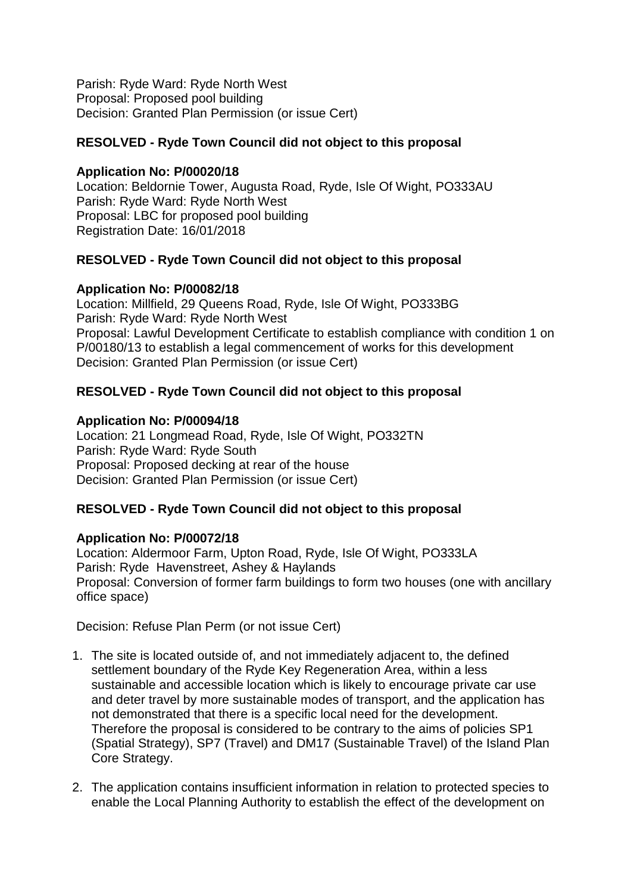Parish: Ryde Ward: Ryde North West
Proposal: Proposed pool building
Decision: Granted Plan Permission (or issue Cert)

**RESOLVED - Ryde Town Council did not object to this proposal**

**Application No: P/00020/18**
Location: Beldornie Tower, Augusta Road, Ryde, Isle Of Wight, PO333AU
Parish: Ryde Ward: Ryde North West
Proposal: LBC for proposed pool building
Registration Date: 16/01/2018

**RESOLVED - Ryde Town Council did not object to this proposal**

**Application No: P/00082/18**
Location: Millfield, 29 Queens Road, Ryde, Isle Of Wight, PO333BG
Parish: Ryde Ward: Ryde North West
Proposal: Lawful Development Certificate to establish compliance with condition 1 on P/00180/13 to establish a legal commencement of works for this development
Decision: Granted Plan Permission (or issue Cert)

**RESOLVED - Ryde Town Council did not object to this proposal**

**Application No: P/00094/18**
Location: 21 Longmead Road, Ryde, Isle Of Wight, PO332TN
Parish: Ryde Ward: Ryde South
Proposal: Proposed decking at rear of the house
Decision: Granted Plan Permission (or issue Cert)

**RESOLVED - Ryde Town Council did not object to this proposal**

**Application No: P/00072/18**
Location: Aldermoor Farm, Upton Road, Ryde, Isle Of Wight, PO333LA
Parish: Ryde Havenstreet, Ashey & Haylands
Proposal: Conversion of former farm buildings to form two houses (one with ancillary office space)

Decision: Refuse Plan Perm (or not issue Cert)

1. The site is located outside of, and not immediately adjacent to, the defined settlement boundary of the Ryde Key Regeneration Area, within a less sustainable and accessible location which is likely to encourage private car use and deter travel by more sustainable modes of transport, and the application has not demonstrated that there is a specific local need for the development. Therefore the proposal is considered to be contrary to the aims of policies SP1 (Spatial Strategy), SP7 (Travel) and DM17 (Sustainable Travel) of the Island Plan Core Strategy.

2. The application contains insufficient information in relation to protected species to enable the Local Planning Authority to establish the effect of the development on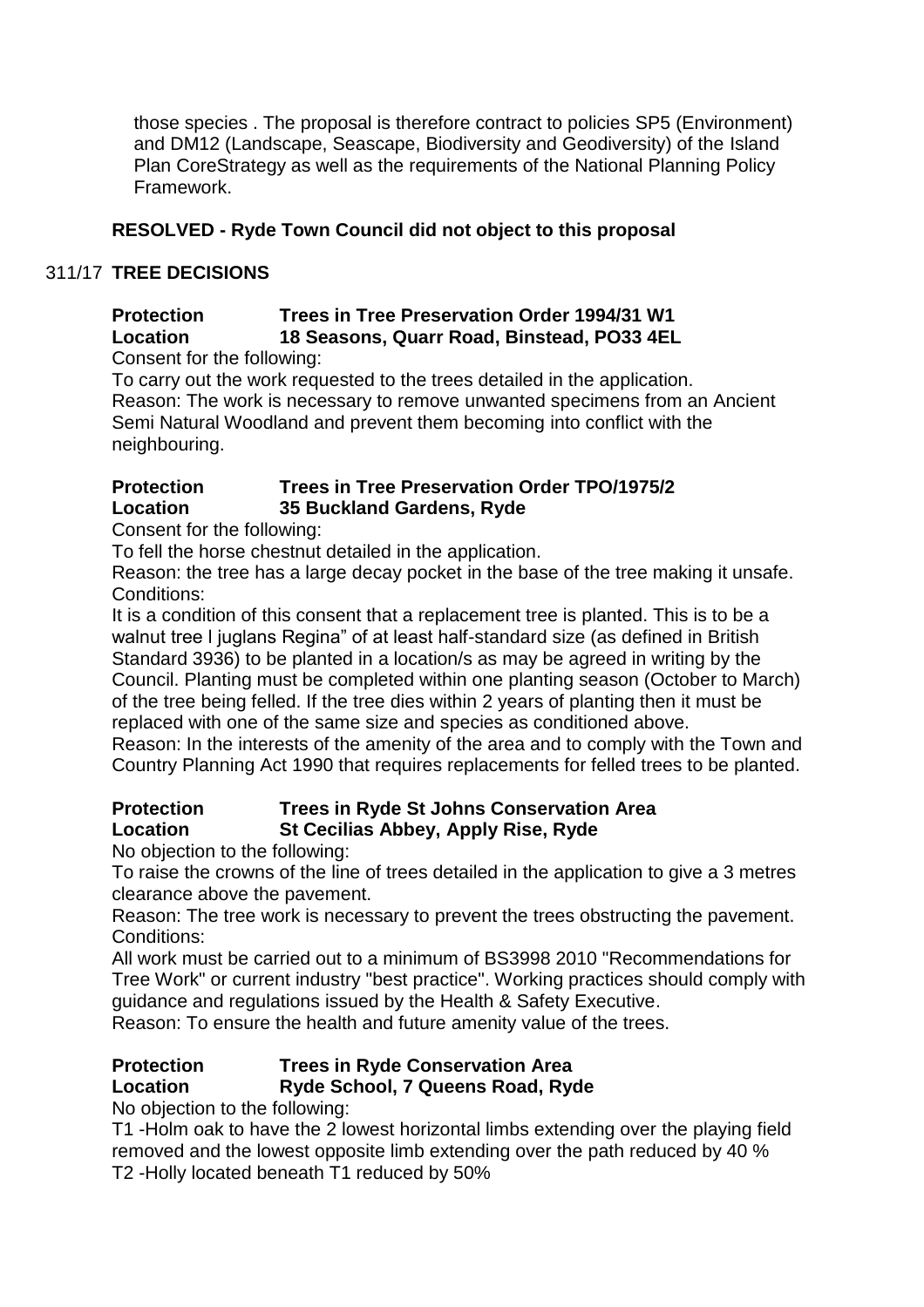those species . The proposal is therefore contract to policies SP5 (Environment) and DM12 (Landscape, Seascape, Biodiversity and Geodiversity) of the Island Plan CoreStrategy as well as the requirements of the National Planning Policy Framework.

**RESOLVED - Ryde Town Council did not object to this proposal**

## 311/17 TREE DECISIONS

**Protection Trees in Tree Preservation Order 1994/31 W1**
**Location 18 Seasons, Quarr Road, Binstead, PO33 4EL**

Consent for the following:

To carry out the work requested to the trees detailed in the application.

Reason: The work is necessary to remove unwanted specimens from an Ancient Semi Natural Woodland and prevent them becoming into conflict with the neighbouring.

**Protection Trees in Tree Preservation Order TPO/1975/2**
**Location 35 Buckland Gardens, Ryde**

Consent for the following:

To fell the horse chestnut detailed in the application.

Reason: the tree has a large decay pocket in the base of the tree making it unsafe.

Conditions:

It is a condition of this consent that a replacement tree is planted. This is to be a walnut tree l juglans Regina" of at least half-standard size (as defined in British Standard 3936) to be planted in a location/s as may be agreed in writing by the Council. Planting must be completed within one planting season (October to March) of the tree being felled. If the tree dies within 2 years of planting then it must be replaced with one of the same size and species as conditioned above.

Reason: In the interests of the amenity of the area and to comply with the Town and Country Planning Act 1990 that requires replacements for felled trees to be planted.

**Protection Trees in Ryde St Johns Conservation Area**
**Location St Cecilias Abbey, Apply Rise, Ryde**

No objection to the following:

To raise the crowns of the line of trees detailed in the application to give a 3 metres clearance above the pavement.

Reason: The tree work is necessary to prevent the trees obstructing the pavement.

Conditions:

All work must be carried out to a minimum of BS3998 2010 "Recommendations for Tree Work" or current industry "best practice". Working practices should comply with guidance and regulations issued by the Health & Safety Executive.

Reason: To ensure the health and future amenity value of the trees.

**Protection Trees in Ryde Conservation Area**
**Location Ryde School, 7 Queens Road, Ryde**

No objection to the following:

T1 -Holm oak to have the 2 lowest horizontal limbs extending over the playing field removed and the lowest opposite limb extending over the path reduced by 40 %
T2 -Holly located beneath T1 reduced by 50%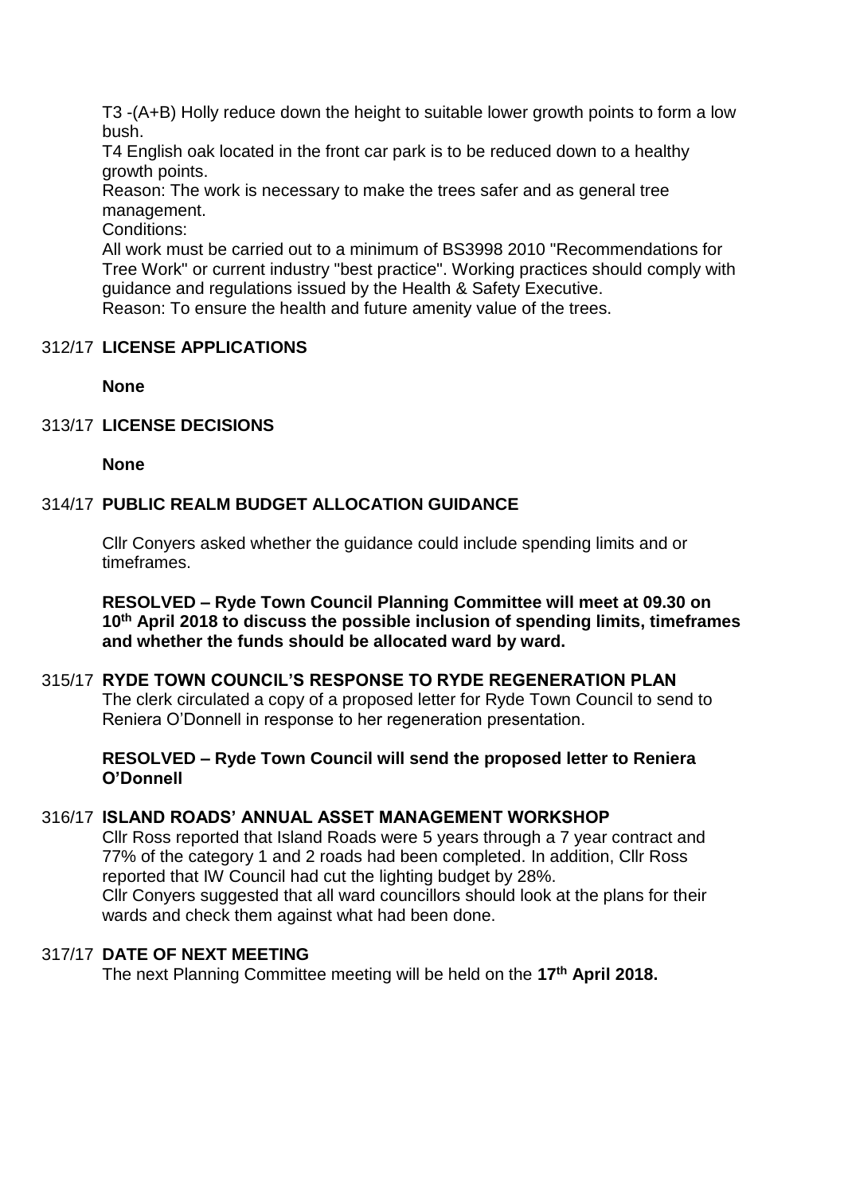T3 -(A+B) Holly reduce down the height to suitable lower growth points to form a low bush.

T4 English oak located in the front car park is to be reduced down to a healthy growth points.

Reason: The work is necessary to make the trees safer and as general tree management.

Conditions:

All work must be carried out to a minimum of BS3998 2010 "Recommendations for Tree Work" or current industry "best practice". Working practices should comply with guidance and regulations issued by the Health & Safety Executive.

Reason: To ensure the health and future amenity value of the trees.

## 312/17 LICENSE APPLICATIONS

**None**

## 313/17 LICENSE DECISIONS

**None**

## 314/17 PUBLIC REALM BUDGET ALLOCATION GUIDANCE

Cllr Conyers asked whether the guidance could include spending limits and or timeframes.

**RESOLVED – Ryde Town Council Planning Committee will meet at 09.30 on 10th April 2018 to discuss the possible inclusion of spending limits, timeframes and whether the funds should be allocated ward by ward.**

## 315/17 RYDE TOWN COUNCIL'S RESPONSE TO RYDE REGENERATION PLAN

The clerk circulated a copy of a proposed letter for Ryde Town Council to send to Reniera O'Donnell in response to her regeneration presentation.

**RESOLVED – Ryde Town Council will send the proposed letter to Reniera O'Donnell**

## 316/17 ISLAND ROADS' ANNUAL ASSET MANAGEMENT WORKSHOP

Cllr Ross reported that Island Roads were 5 years through a 7 year contract and 77% of the category 1 and 2 roads had been completed. In addition, Cllr Ross reported that IW Council had cut the lighting budget by 28%.

Cllr Conyers suggested that all ward councillors should look at the plans for their wards and check them against what had been done.

## 317/17 DATE OF NEXT MEETING

The next Planning Committee meeting will be held on the **17th April 2018.**